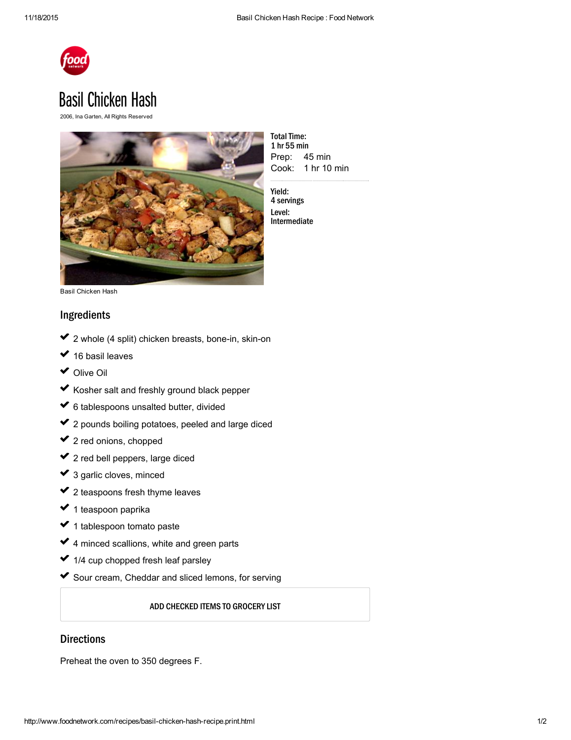# Basil Chicken Hash

2006, Ina Garten, All Rights Reserved

Basil Chicken Hash

**Total Time:**
1 hr 55 min
Prep: 45 min
Cook: 1 hr 10 min

**Yield:**
4 servings

**Level:**
Intermediate

## Ingredients

- 2 whole (4 split) chicken breasts, bone-in, skin-on
- 16 basil leaves
- Olive Oil
- Kosher salt and freshly ground black pepper
- 6 tablespoons unsalted butter, divided
- 2 pounds boiling potatoes, peeled and large diced
- 2 red onions, chopped
- 2 red bell peppers, large diced
- 3 garlic cloves, minced
- 2 teaspoons fresh thyme leaves
- 1 teaspoon paprika
- 1 tablespoon tomato paste
- 4 minced scallions, white and green parts
- 1/4 cup chopped fresh leaf parsley
- Sour cream, Cheddar and sliced lemons, for serving

ADD CHECKED ITEMS TO GROCERY LIST

## Directions

Preheat the oven to 350 degrees F.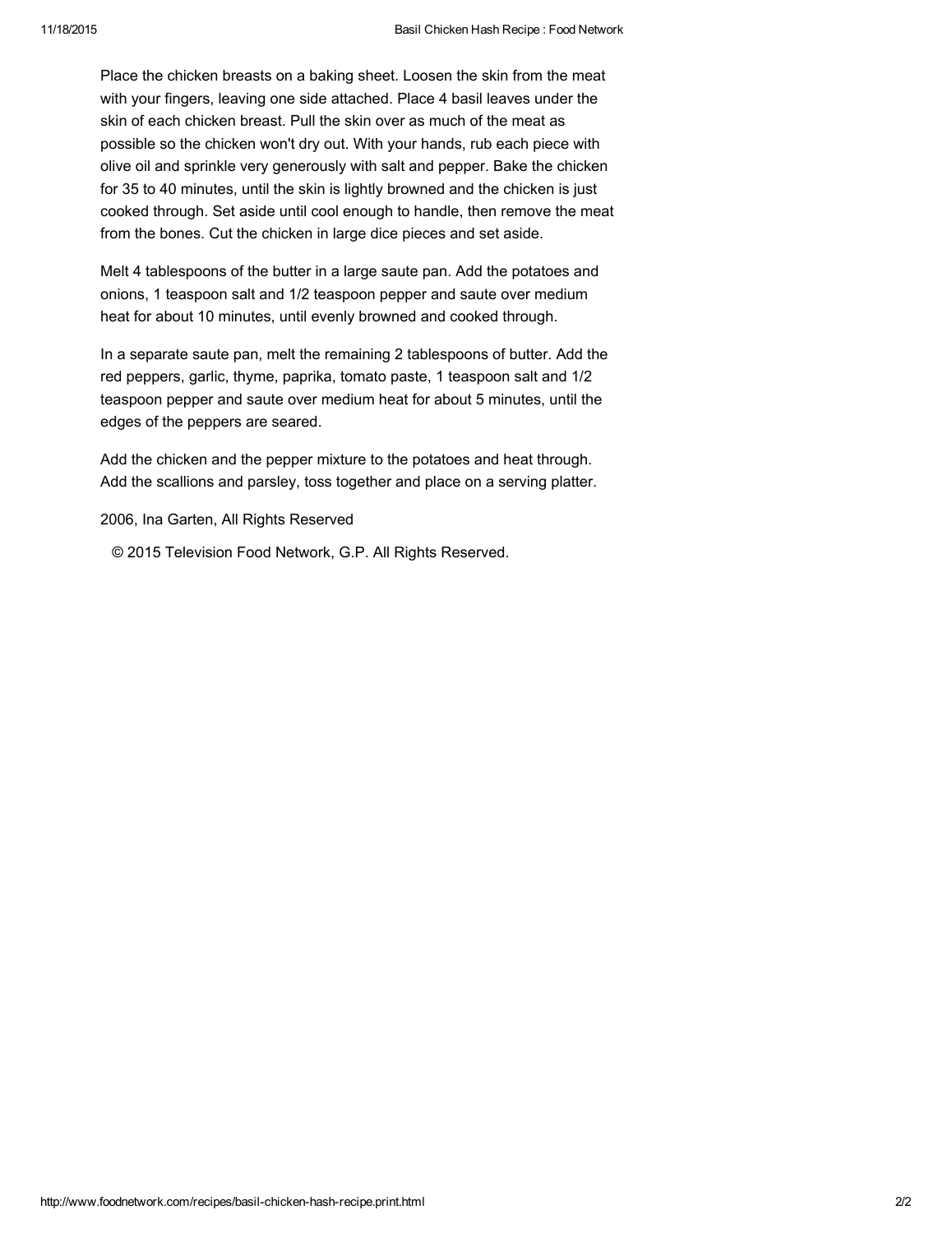Place the chicken breasts on a baking sheet. Loosen the skin from the meat with your fingers, leaving one side attached. Place 4 basil leaves under the skin of each chicken breast. Pull the skin over as much of the meat as possible so the chicken won't dry out. With your hands, rub each piece with olive oil and sprinkle very generously with salt and pepper. Bake the chicken for 35 to 40 minutes, until the skin is lightly browned and the chicken is just cooked through. Set aside until cool enough to handle, then remove the meat from the bones. Cut the chicken in large dice pieces and set aside.

Melt 4 tablespoons of the butter in a large saute pan. Add the potatoes and onions, 1 teaspoon salt and 1/2 teaspoon pepper and saute over medium heat for about 10 minutes, until evenly browned and cooked through.

In a separate saute pan, melt the remaining 2 tablespoons of butter. Add the red peppers, garlic, thyme, paprika, tomato paste, 1 teaspoon salt and 1/2 teaspoon pepper and saute over medium heat for about 5 minutes, until the edges of the peppers are seared.

Add the chicken and the pepper mixture to the potatoes and heat through. Add the scallions and parsley, toss together and place on a serving platter.

2006, Ina Garten, All Rights Reserved

© 2015 Television Food Network, G.P. All Rights Reserved.